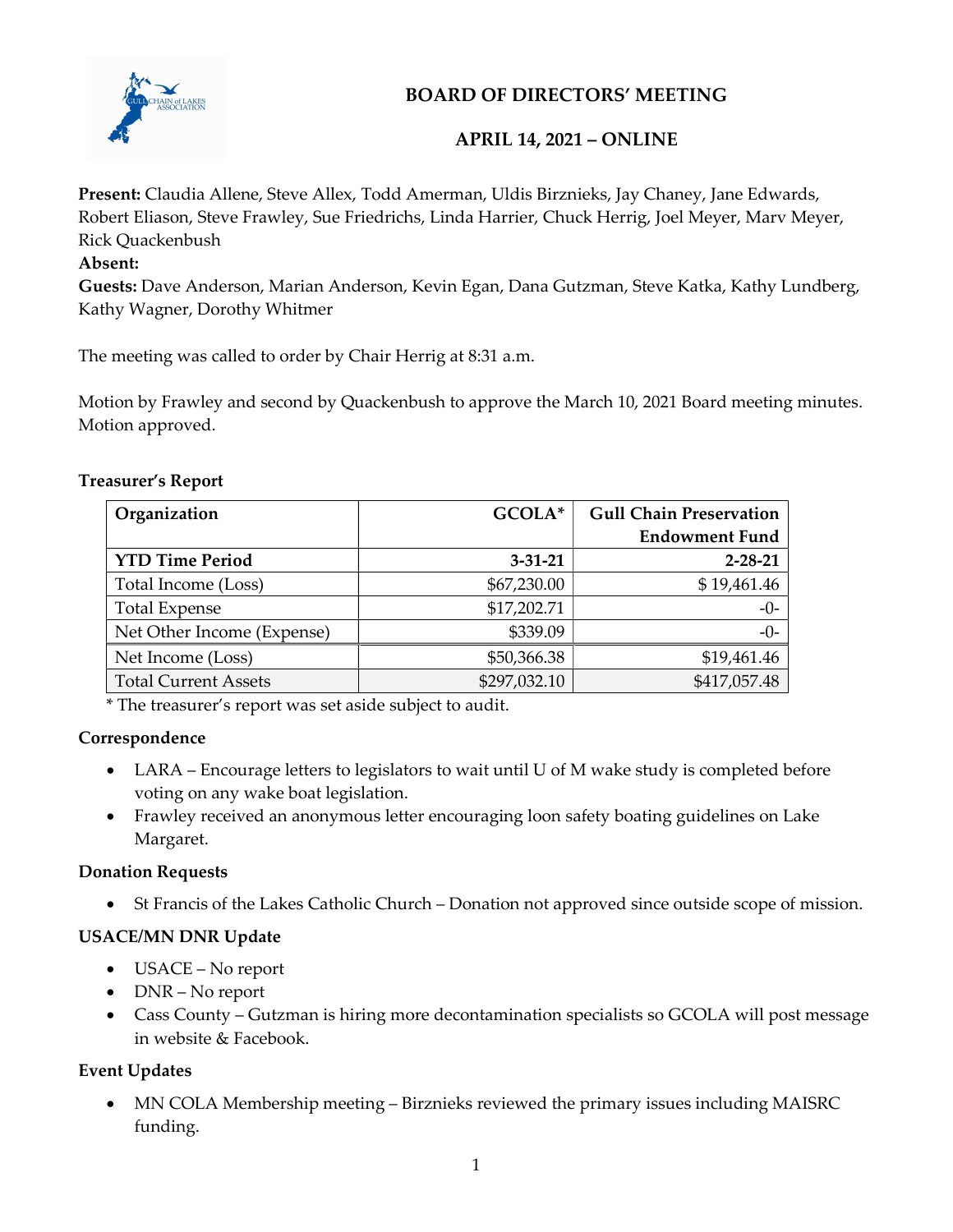# BOARD OF DIRECTORS' MEETING

## APRIL 14, 2021 – ONLINE

**Present:** Claudia Allene, Steve Allex, Todd Amerman, Uldis Birznieks, Jay Chaney, Jane Edwards, Robert Eliason, Steve Frawley, Sue Friedrichs, Linda Harrier, Chuck Herrig, Joel Meyer, Marv Meyer, Rick Quackenbush

**Absent:**

**Guests:** Dave Anderson, Marian Anderson, Kevin Egan, Dana Gutzman, Steve Katka, Kathy Lundberg, Kathy Wagner, Dorothy Whitmer

The meeting was called to order by Chair Herrig at 8:31 a.m.

Motion by Frawley and second by Quackenbush to approve the March 10, 2021 Board meeting minutes. Motion approved.

**Treasurer's Report**

| Organization | GCOLA* | Gull Chain Preservation Endowment Fund |
|---|---|---|
| **YTD Time Period** | **3-31-21** | **2-28-21** |
| Total Income (Loss) | $67,230.00 | $ 19,461.46 |
| Total Expense | $17,202.71 | -0- |
| Net Other Income (Expense) | $339.09 | -0- |
| Net Income (Loss) | $50,366.38 | $19,461.46 |
| Total Current Assets | $297,032.10 | $417,057.48 |

\* The treasurer's report was set aside subject to audit.

**Correspondence**

- LARA – Encourage letters to legislators to wait until U of M wake study is completed before voting on any wake boat legislation.
- Frawley received an anonymous letter encouraging loon safety boating guidelines on Lake Margaret.

**Donation Requests**

- St Francis of the Lakes Catholic Church – Donation not approved since outside scope of mission.

**USACE/MN DNR Update**

- USACE – No report
- DNR – No report
- Cass County – Gutzman is hiring more decontamination specialists so GCOLA will post message in website & Facebook.

**Event Updates**

- MN COLA Membership meeting – Birznieks reviewed the primary issues including MAISRC funding.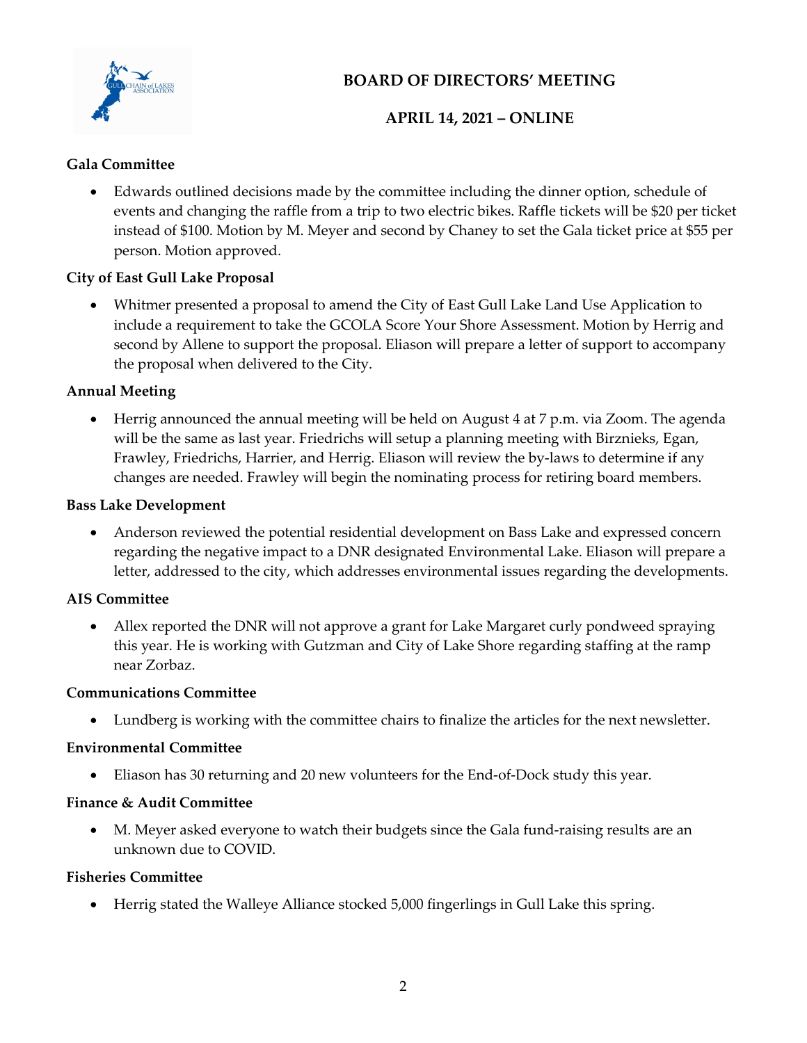# BOARD OF DIRECTORS' MEETING

## APRIL 14, 2021 – ONLINE

**Gala Committee**

- Edwards outlined decisions made by the committee including the dinner option, schedule of events and changing the raffle from a trip to two electric bikes. Raffle tickets will be $20 per ticket instead of $100. Motion by M. Meyer and second by Chaney to set the Gala ticket price at $55 per person. Motion approved.

**City of East Gull Lake Proposal**

- Whitmer presented a proposal to amend the City of East Gull Lake Land Use Application to include a requirement to take the GCOLA Score Your Shore Assessment. Motion by Herrig and second by Allene to support the proposal. Eliason will prepare a letter of support to accompany the proposal when delivered to the City.

**Annual Meeting**

- Herrig announced the annual meeting will be held on August 4 at 7 p.m. via Zoom. The agenda will be the same as last year. Friedrichs will setup a planning meeting with Birznieks, Egan, Frawley, Friedrichs, Harrier, and Herrig. Eliason will review the by-laws to determine if any changes are needed. Frawley will begin the nominating process for retiring board members.

**Bass Lake Development**

- Anderson reviewed the potential residential development on Bass Lake and expressed concern regarding the negative impact to a DNR designated Environmental Lake. Eliason will prepare a letter, addressed to the city, which addresses environmental issues regarding the developments.

**AIS Committee**

- Allex reported the DNR will not approve a grant for Lake Margaret curly pondweed spraying this year. He is working with Gutzman and City of Lake Shore regarding staffing at the ramp near Zorbaz.

**Communications Committee**

- Lundberg is working with the committee chairs to finalize the articles for the next newsletter.

**Environmental Committee**

- Eliason has 30 returning and 20 new volunteers for the End-of-Dock study this year.

**Finance & Audit Committee**

- M. Meyer asked everyone to watch their budgets since the Gala fund-raising results are an unknown due to COVID.

**Fisheries Committee**

- Herrig stated the Walleye Alliance stocked 5,000 fingerlings in Gull Lake this spring.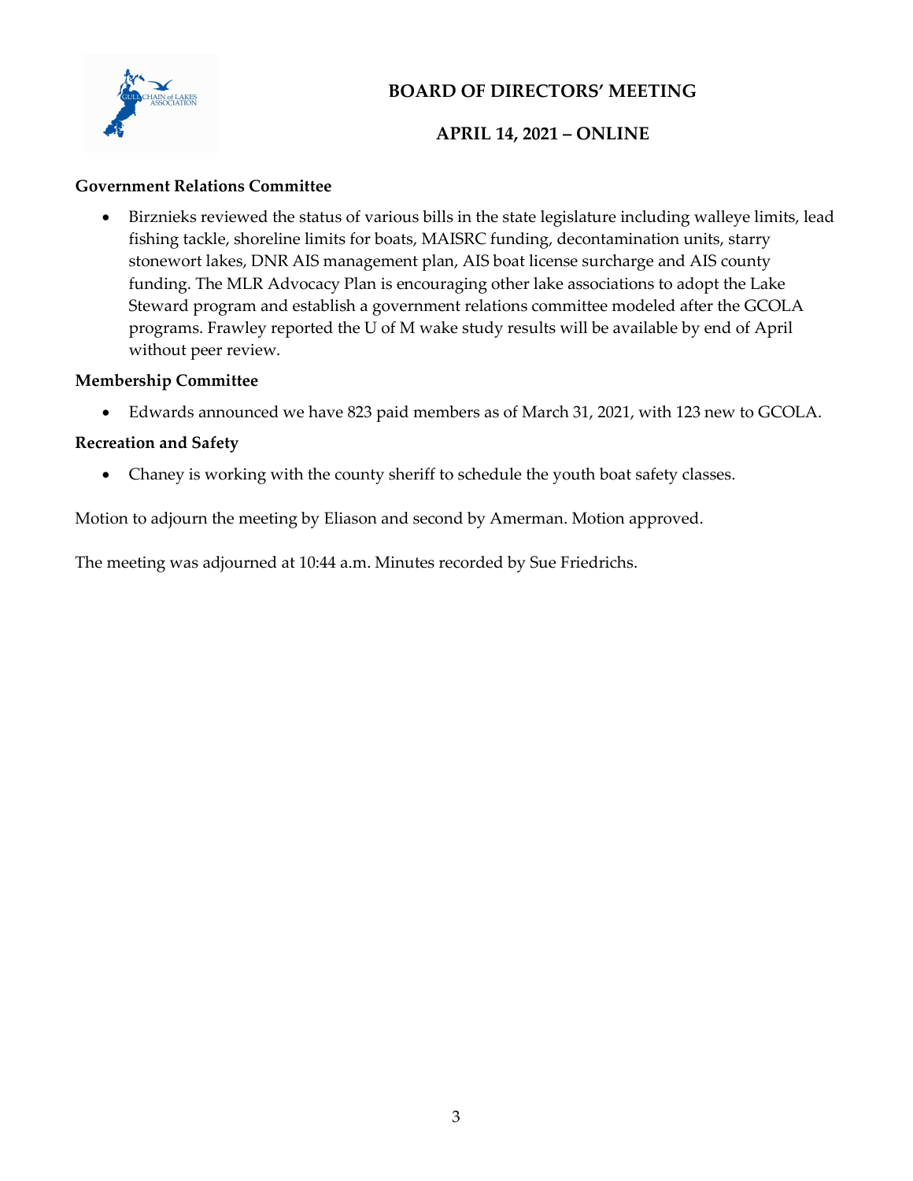# BOARD OF DIRECTORS' MEETING

## APRIL 14, 2021 – ONLINE

**Government Relations Committee**

- Birznieks reviewed the status of various bills in the state legislature including walleye limits, lead fishing tackle, shoreline limits for boats, MAISRC funding, decontamination units, starry stonewort lakes, DNR AIS management plan, AIS boat license surcharge and AIS county funding. The MLR Advocacy Plan is encouraging other lake associations to adopt the Lake Steward program and establish a government relations committee modeled after the GCOLA programs. Frawley reported the U of M wake study results will be available by end of April without peer review.

**Membership Committee**

- Edwards announced we have 823 paid members as of March 31, 2021, with 123 new to GCOLA.

**Recreation and Safety**

- Chaney is working with the county sheriff to schedule the youth boat safety classes.

Motion to adjourn the meeting by Eliason and second by Amerman. Motion approved.

The meeting was adjourned at 10:44 a.m. Minutes recorded by Sue Friedrichs.